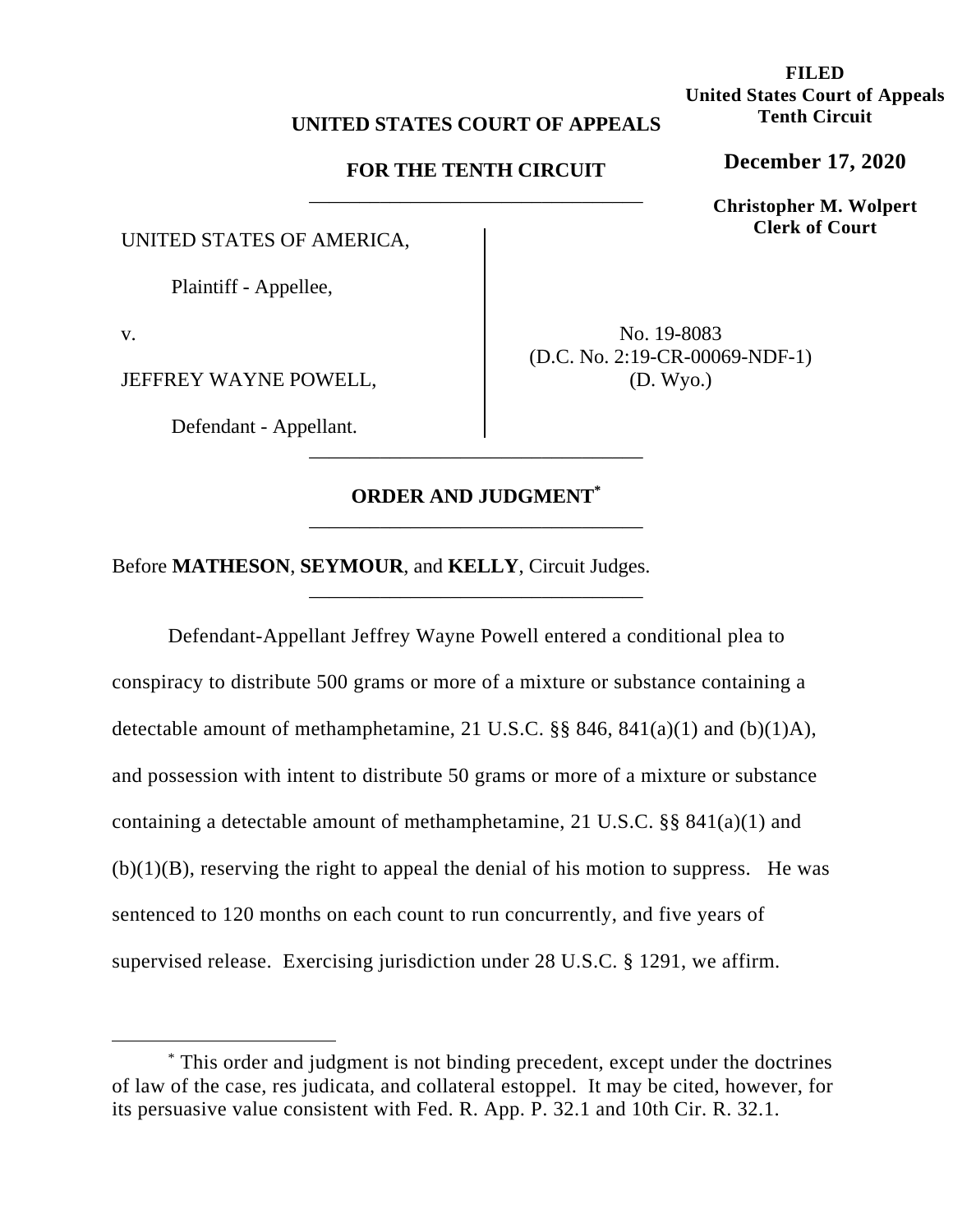**FILED**
**United States Court of Appeals**
**Tenth Circuit**

**December 17, 2020**

**Christopher M. Wolpert**
**Clerk of Court**

**UNITED STATES COURT OF APPEALS**

**FOR THE TENTH CIRCUIT**

---

UNITED STATES OF AMERICA,

Plaintiff - Appellee,

v.

JEFFREY WAYNE POWELL,

Defendant - Appellant.

No. 19-8083
(D.C. No. 2:19-CR-00069-NDF-1)
(D. Wyo.)

---

**ORDER AND JUDGMENT***

---

Before **MATHESON**, **SEYMOUR**, and **KELLY**, Circuit Judges.

---

Defendant-Appellant Jeffrey Wayne Powell entered a conditional plea to conspiracy to distribute 500 grams or more of a mixture or substance containing a detectable amount of methamphetamine, 21 U.S.C. §§ 846, 841(a)(1) and (b)(1)A), and possession with intent to distribute 50 grams or more of a mixture or substance containing a detectable amount of methamphetamine, 21 U.S.C. §§ 841(a)(1) and (b)(1)(B), reserving the right to appeal the denial of his motion to suppress. He was sentenced to 120 months on each count to run concurrently, and five years of supervised release. Exercising jurisdiction under 28 U.S.C. § 1291, we affirm.

---

\* This order and judgment is not binding precedent, except under the doctrines of law of the case, res judicata, and collateral estoppel. It may be cited, however, for its persuasive value consistent with Fed. R. App. P. 32.1 and 10th Cir. R. 32.1.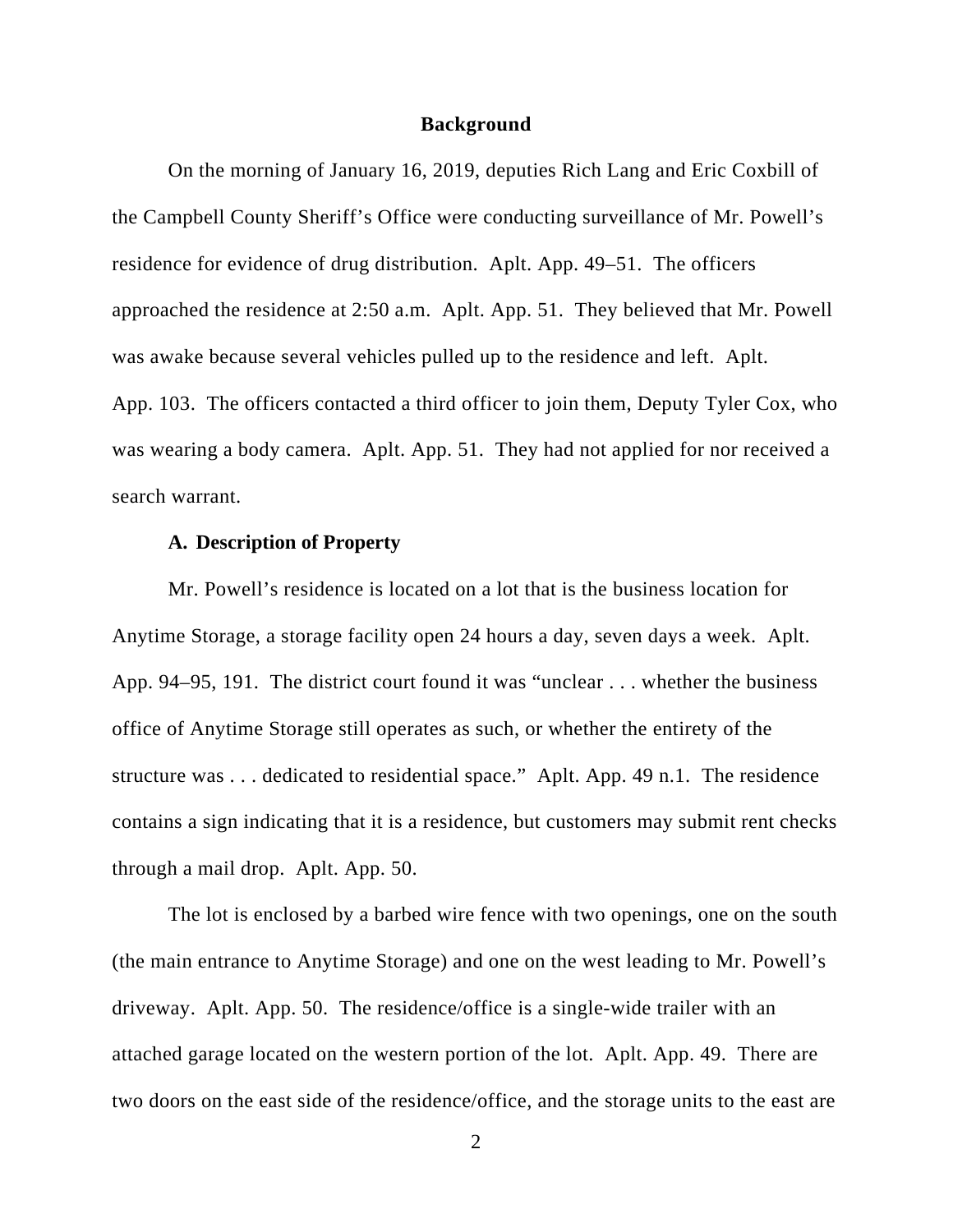## Background

On the morning of January 16, 2019, deputies Rich Lang and Eric Coxbill of the Campbell County Sheriff's Office were conducting surveillance of Mr. Powell's residence for evidence of drug distribution. Aplt. App. 49–51. The officers approached the residence at 2:50 a.m. Aplt. App. 51. They believed that Mr. Powell was awake because several vehicles pulled up to the residence and left. Aplt. App. 103. The officers contacted a third officer to join them, Deputy Tyler Cox, who was wearing a body camera. Aplt. App. 51. They had not applied for nor received a search warrant.

### A. Description of Property

Mr. Powell's residence is located on a lot that is the business location for Anytime Storage, a storage facility open 24 hours a day, seven days a week. Aplt. App. 94–95, 191. The district court found it was "unclear . . . whether the business office of Anytime Storage still operates as such, or whether the entirety of the structure was . . . dedicated to residential space." Aplt. App. 49 n.1. The residence contains a sign indicating that it is a residence, but customers may submit rent checks through a mail drop. Aplt. App. 50.

The lot is enclosed by a barbed wire fence with two openings, one on the south (the main entrance to Anytime Storage) and one on the west leading to Mr. Powell's driveway. Aplt. App. 50. The residence/office is a single-wide trailer with an attached garage located on the western portion of the lot. Aplt. App. 49. There are two doors on the east side of the residence/office, and the storage units to the east are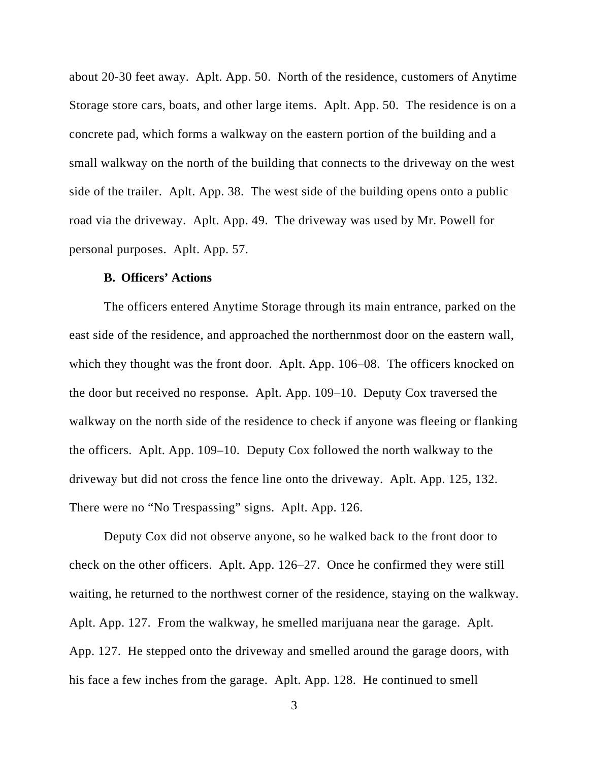about 20-30 feet away. Aplt. App. 50. North of the residence, customers of Anytime Storage store cars, boats, and other large items. Aplt. App. 50. The residence is on a concrete pad, which forms a walkway on the eastern portion of the building and a small walkway on the north of the building that connects to the driveway on the west side of the trailer. Aplt. App. 38. The west side of the building opens onto a public road via the driveway. Aplt. App. 49. The driveway was used by Mr. Powell for personal purposes. Aplt. App. 57.

**B. Officers' Actions**

The officers entered Anytime Storage through its main entrance, parked on the east side of the residence, and approached the northernmost door on the eastern wall, which they thought was the front door. Aplt. App. 106–08. The officers knocked on the door but received no response. Aplt. App. 109–10. Deputy Cox traversed the walkway on the north side of the residence to check if anyone was fleeing or flanking the officers. Aplt. App. 109–10. Deputy Cox followed the north walkway to the driveway but did not cross the fence line onto the driveway. Aplt. App. 125, 132. There were no "No Trespassing" signs. Aplt. App. 126.

Deputy Cox did not observe anyone, so he walked back to the front door to check on the other officers. Aplt. App. 126–27. Once he confirmed they were still waiting, he returned to the northwest corner of the residence, staying on the walkway. Aplt. App. 127. From the walkway, he smelled marijuana near the garage. Aplt. App. 127. He stepped onto the driveway and smelled around the garage doors, with his face a few inches from the garage. Aplt. App. 128. He continued to smell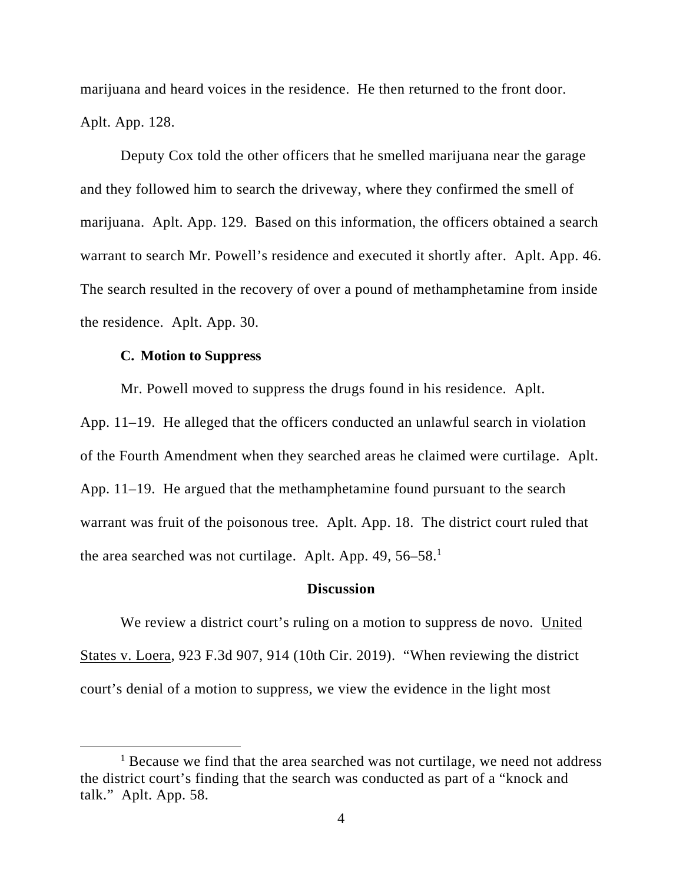marijuana and heard voices in the residence. He then returned to the front door. Aplt. App. 128.

Deputy Cox told the other officers that he smelled marijuana near the garage and they followed him to search the driveway, where they confirmed the smell of marijuana. Aplt. App. 129. Based on this information, the officers obtained a search warrant to search Mr. Powell's residence and executed it shortly after. Aplt. App. 46. The search resulted in the recovery of over a pound of methamphetamine from inside the residence. Aplt. App. 30.

### C. Motion to Suppress

Mr. Powell moved to suppress the drugs found in his residence. Aplt. App. 11–19. He alleged that the officers conducted an unlawful search in violation of the Fourth Amendment when they searched areas he claimed were curtilage. Aplt. App. 11–19. He argued that the methamphetamine found pursuant to the search warrant was fruit of the poisonous tree. Aplt. App. 18. The district court ruled that the area searched was not curtilage. Aplt. App. 49, 56–58.[1]

## Discussion

We review a district court's ruling on a motion to suppress de novo. United States v. Loera, 923 F.3d 907, 914 (10th Cir. 2019). "When reviewing the district court's denial of a motion to suppress, we view the evidence in the light most

[1] Because we find that the area searched was not curtilage, we need not address the district court's finding that the search was conducted as part of a "knock and talk." Aplt. App. 58.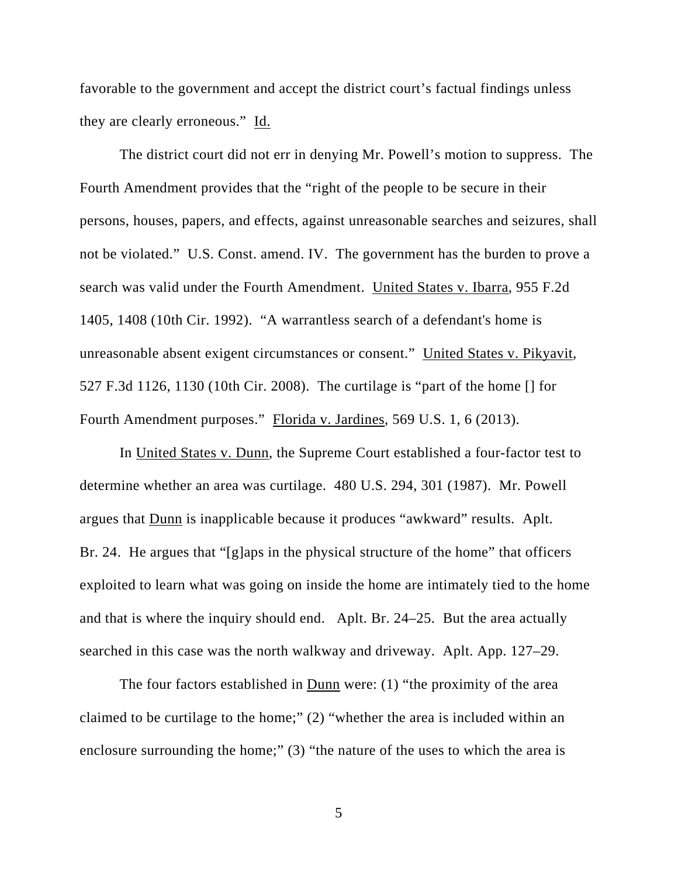favorable to the government and accept the district court's factual findings unless they are clearly erroneous." Id.

The district court did not err in denying Mr. Powell's motion to suppress. The Fourth Amendment provides that the "right of the people to be secure in their persons, houses, papers, and effects, against unreasonable searches and seizures, shall not be violated." U.S. Const. amend. IV. The government has the burden to prove a search was valid under the Fourth Amendment. United States v. Ibarra, 955 F.2d 1405, 1408 (10th Cir. 1992). "A warrantless search of a defendant's home is unreasonable absent exigent circumstances or consent." United States v. Pikyavit, 527 F.3d 1126, 1130 (10th Cir. 2008). The curtilage is "part of the home [] for Fourth Amendment purposes." Florida v. Jardines, 569 U.S. 1, 6 (2013).

In United States v. Dunn, the Supreme Court established a four-factor test to determine whether an area was curtilage. 480 U.S. 294, 301 (1987). Mr. Powell argues that Dunn is inapplicable because it produces "awkward" results. Aplt. Br. 24. He argues that "[g]aps in the physical structure of the home" that officers exploited to learn what was going on inside the home are intimately tied to the home and that is where the inquiry should end. Aplt. Br. 24–25. But the area actually searched in this case was the north walkway and driveway. Aplt. App. 127–29.

The four factors established in Dunn were: (1) "the proximity of the area claimed to be curtilage to the home;" (2) "whether the area is included within an enclosure surrounding the home;" (3) "the nature of the uses to which the area is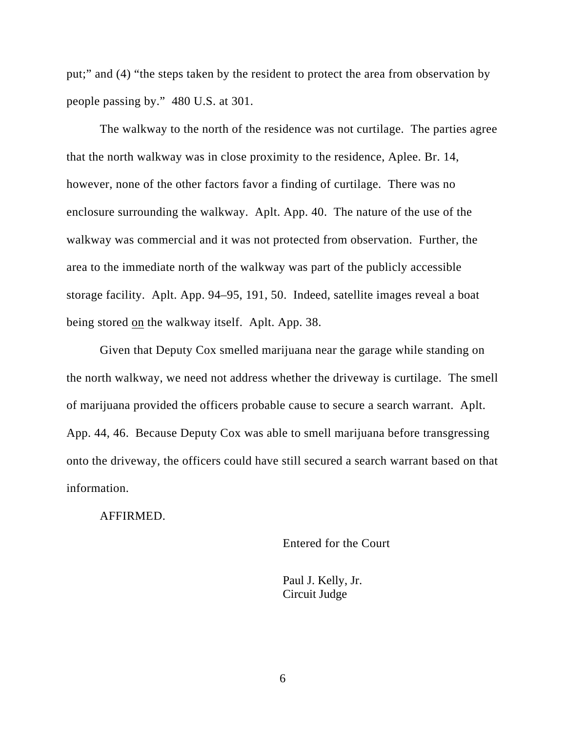put;" and (4) "the steps taken by the resident to protect the area from observation by people passing by." 480 U.S. at 301.

The walkway to the north of the residence was not curtilage. The parties agree that the north walkway was in close proximity to the residence, Aplee. Br. 14, however, none of the other factors favor a finding of curtilage. There was no enclosure surrounding the walkway. Aplt. App. 40. The nature of the use of the walkway was commercial and it was not protected from observation. Further, the area to the immediate north of the walkway was part of the publicly accessible storage facility. Aplt. App. 94–95, 191, 50. Indeed, satellite images reveal a boat being stored <u>on</u> the walkway itself. Aplt. App. 38.

Given that Deputy Cox smelled marijuana near the garage while standing on the north walkway, we need not address whether the driveway is curtilage. The smell of marijuana provided the officers probable cause to secure a search warrant. Aplt. App. 44, 46. Because Deputy Cox was able to smell marijuana before transgressing onto the driveway, the officers could have still secured a search warrant based on that information.

AFFIRMED.

Entered for the Court

Paul J. Kelly, Jr.
Circuit Judge